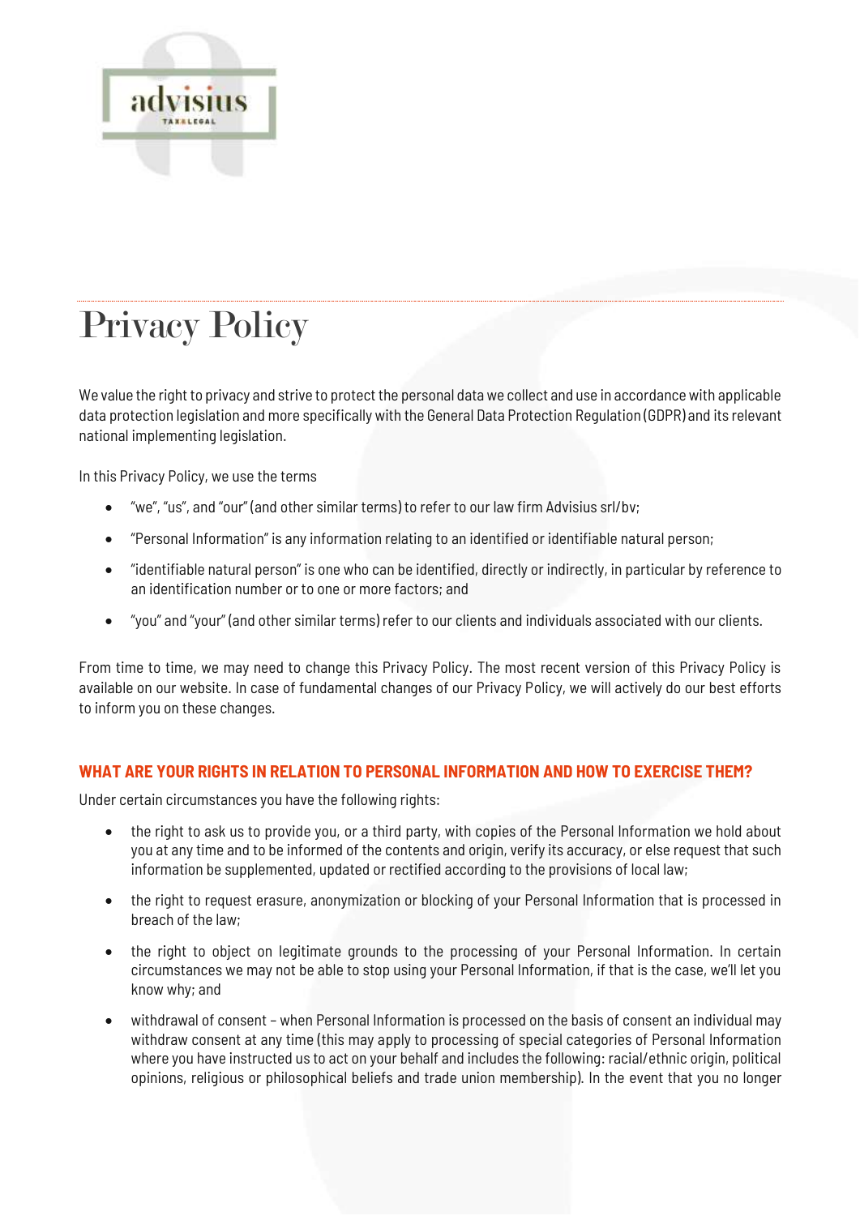# Privacy Policy

We value the right to privacy and strive to protect the personal data we collect and use in accordance with applicable data protection legislation and more specifically with the General Data Protection Regulation (GDPR) and its relevant national implementing legislation.

In this Privacy Policy, we use the terms

- "we", "us", and "our" (and other similar terms) to refer to our law firm Advisius srl/bv;
- "Personal Information" is any information relating to an identified or identifiable natural person;
- "identifiable natural person" is one who can be identified, directly or indirectly, in particular by reference to an identification number or to one or more factors; and
- "you" and "your" (and other similar terms) refer to our clients and individuals associated with our clients.

From time to time, we may need to change this Privacy Policy. The most recent version of this Privacy Policy is available on our website. In case of fundamental changes of our Privacy Policy, we will actively do our best efforts to inform you on these changes.

## WHAT ARE YOUR RIGHTS IN RELATION TO PERSONAL INFORMATION AND HOW TO EXERCISE THEM?

Under certain circumstances you have the following rights:

- the right to ask us to provide you, or a third party, with copies of the Personal Information we hold about you at any time and to be informed of the contents and origin, verify its accuracy, or else request that such information be supplemented, updated or rectified according to the provisions of local law;
- the right to request erasure, anonymization or blocking of your Personal Information that is processed in breach of the law;
- the right to object on legitimate grounds to the processing of your Personal Information. In certain circumstances we may not be able to stop using your Personal Information, if that is the case, we'll let you know why; and
- withdrawal of consent – when Personal Information is processed on the basis of consent an individual may withdraw consent at any time (this may apply to processing of special categories of Personal Information where you have instructed us to act on your behalf and includes the following: racial/ethnic origin, political opinions, religious or philosophical beliefs and trade union membership). In the event that you no longer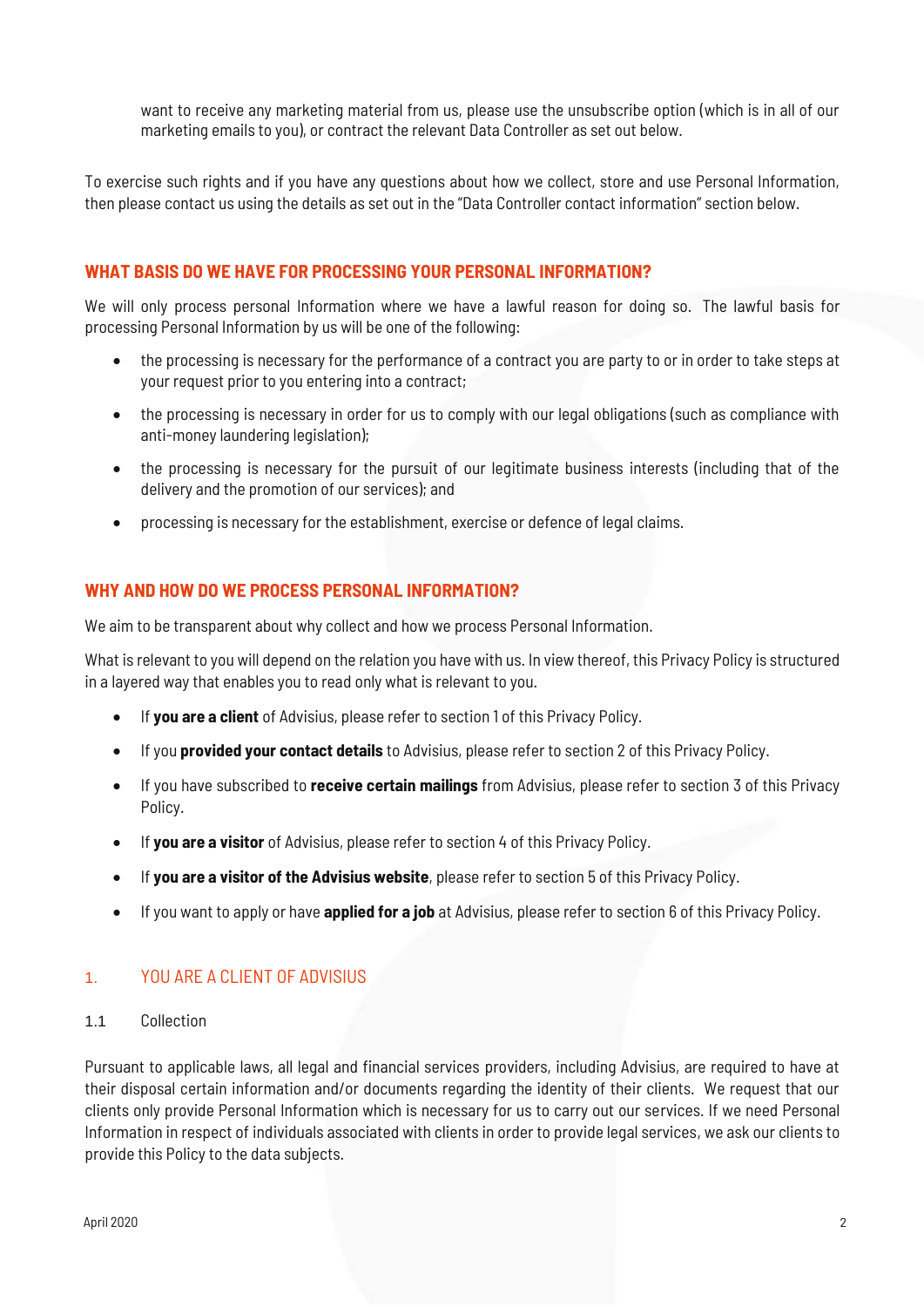want to receive any marketing material from us, please use the unsubscribe option (which is in all of our marketing emails to you), or contract the relevant Data Controller as set out below.

To exercise such rights and if you have any questions about how we collect, store and use Personal Information, then please contact us using the details as set out in the "Data Controller contact information" section below.

## WHAT BASIS DO WE HAVE FOR PROCESSING YOUR PERSONAL INFORMATION?

We will only process personal Information where we have a lawful reason for doing so. The lawful basis for processing Personal Information by us will be one of the following:

- the processing is necessary for the performance of a contract you are party to or in order to take steps at your request prior to you entering into a contract;
- the processing is necessary in order for us to comply with our legal obligations (such as compliance with anti-money laundering legislation);
- the processing is necessary for the pursuit of our legitimate business interests (including that of the delivery and the promotion of our services); and
- processing is necessary for the establishment, exercise or defence of legal claims.

## WHY AND HOW DO WE PROCESS PERSONAL INFORMATION?

We aim to be transparent about why collect and how we process Personal Information.

What is relevant to you will depend on the relation you have with us. In view thereof, this Privacy Policy is structured in a layered way that enables you to read only what is relevant to you.

- If **you are a client** of Advisius, please refer to section 1 of this Privacy Policy.
- If you **provided your contact details** to Advisius, please refer to section 2 of this Privacy Policy.
- If you have subscribed to **receive certain mailings** from Advisius, please refer to section 3 of this Privacy Policy.
- If **you are a visitor** of Advisius, please refer to section 4 of this Privacy Policy.
- If **you are a visitor of the Advisius website**, please refer to section 5 of this Privacy Policy.
- If you want to apply or have **applied for a job** at Advisius, please refer to section 6 of this Privacy Policy.

## 1. YOU ARE A CLIENT OF ADVISIUS

### 1.1 Collection

Pursuant to applicable laws, all legal and financial services providers, including Advisius, are required to have at their disposal certain information and/or documents regarding the identity of their clients. We request that our clients only provide Personal Information which is necessary for us to carry out our services. If we need Personal Information in respect of individuals associated with clients in order to provide legal services, we ask our clients to provide this Policy to the data subjects.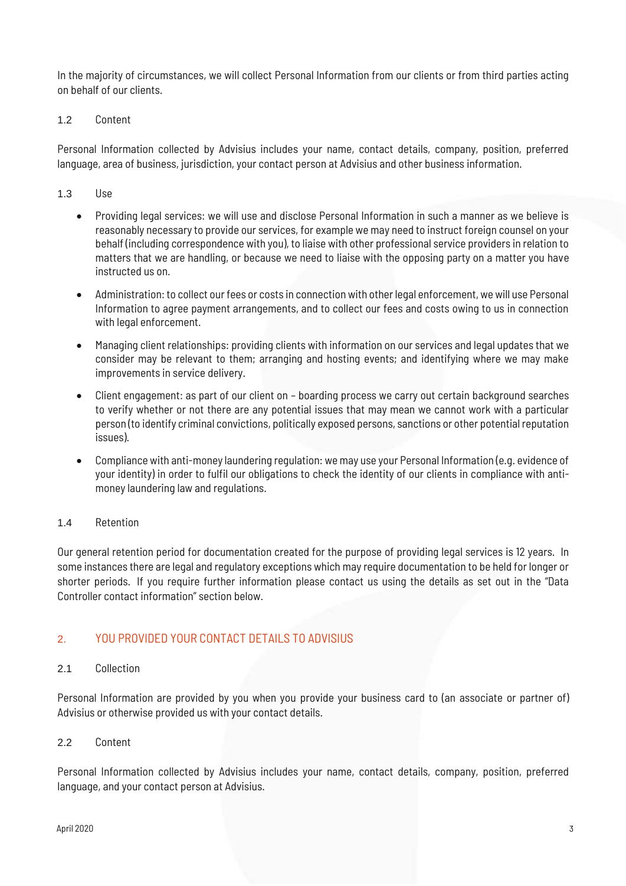In the majority of circumstances, we will collect Personal Information from our clients or from third parties acting on behalf of our clients.

### 1.2 Content

Personal Information collected by Advisius includes your name, contact details, company, position, preferred language, area of business, jurisdiction, your contact person at Advisius and other business information.

### 1.3 Use

- Providing legal services: we will use and disclose Personal Information in such a manner as we believe is reasonably necessary to provide our services, for example we may need to instruct foreign counsel on your behalf (including correspondence with you), to liaise with other professional service providers in relation to matters that we are handling, or because we need to liaise with the opposing party on a matter you have instructed us on.
- Administration: to collect our fees or costs in connection with other legal enforcement, we will use Personal Information to agree payment arrangements, and to collect our fees and costs owing to us in connection with legal enforcement.
- Managing client relationships: providing clients with information on our services and legal updates that we consider may be relevant to them; arranging and hosting events; and identifying where we may make improvements in service delivery.
- Client engagement: as part of our client on – boarding process we carry out certain background searches to verify whether or not there are any potential issues that may mean we cannot work with a particular person (to identify criminal convictions, politically exposed persons, sanctions or other potential reputation issues).
- Compliance with anti-money laundering regulation: we may use your Personal Information (e.g. evidence of your identity) in order to fulfil our obligations to check the identity of our clients in compliance with anti-money laundering law and regulations.

### 1.4 Retention

Our general retention period for documentation created for the purpose of providing legal services is 12 years. In some instances there are legal and regulatory exceptions which may require documentation to be held for longer or shorter periods. If you require further information please contact us using the details as set out in the "Data Controller contact information" section below.

## 2. YOU PROVIDED YOUR CONTACT DETAILS TO ADVISIUS

### 2.1 Collection

Personal Information are provided by you when you provide your business card to (an associate or partner of) Advisius or otherwise provided us with your contact details.

### 2.2 Content

Personal Information collected by Advisius includes your name, contact details, company, position, preferred language, and your contact person at Advisius.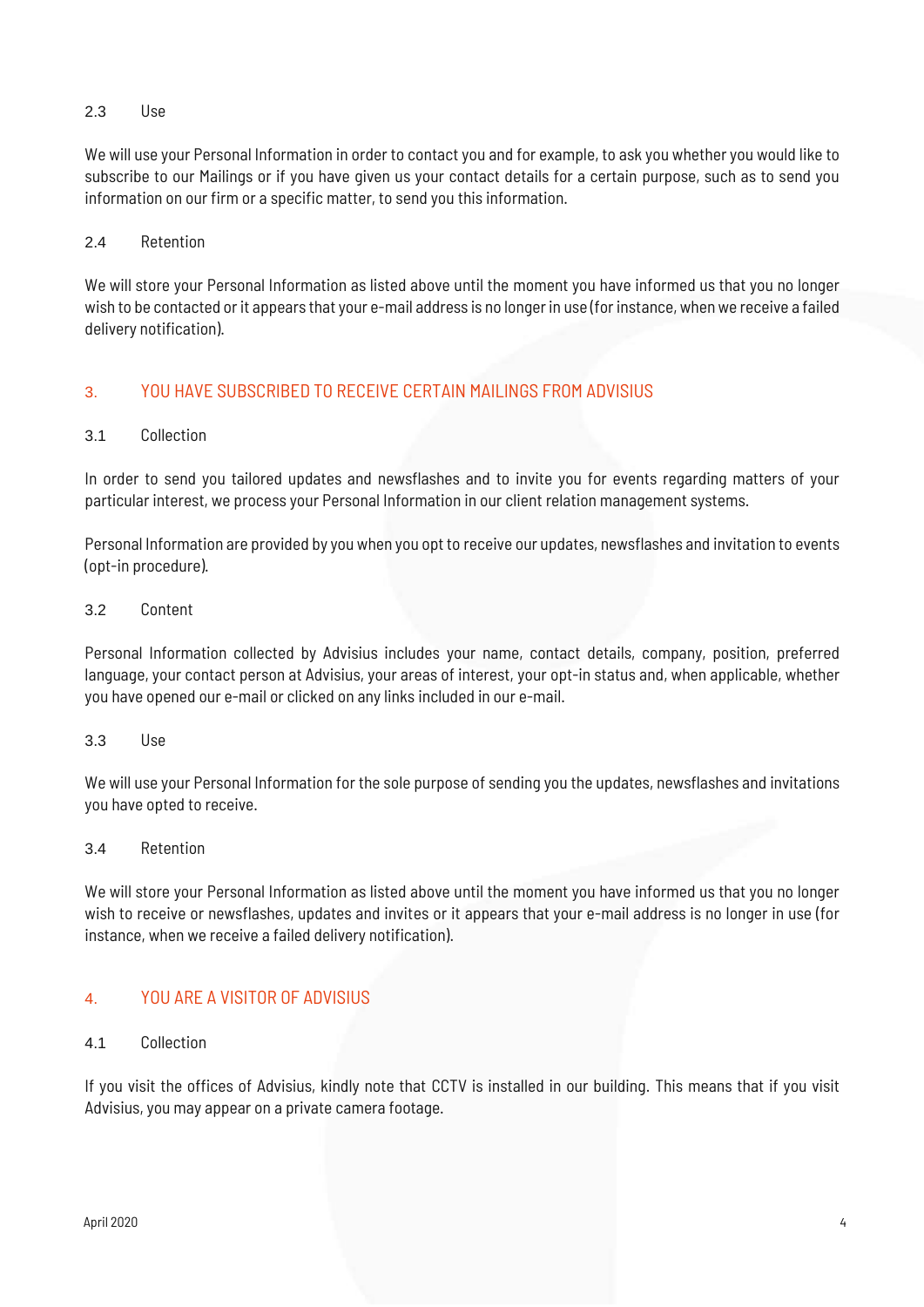### 2.3 Use

We will use your Personal Information in order to contact you and for example, to ask you whether you would like to subscribe to our Mailings or if you have given us your contact details for a certain purpose, such as to send you information on our firm or a specific matter, to send you this information.

### 2.4 Retention

We will store your Personal Information as listed above until the moment you have informed us that you no longer wish to be contacted or it appears that your e-mail address is no longer in use (for instance, when we receive a failed delivery notification).

## 3. YOU HAVE SUBSCRIBED TO RECEIVE CERTAIN MAILINGS FROM ADVISIUS

### 3.1 Collection

In order to send you tailored updates and newsflashes and to invite you for events regarding matters of your particular interest, we process your Personal Information in our client relation management systems.

Personal Information are provided by you when you opt to receive our updates, newsflashes and invitation to events (opt-in procedure).

### 3.2 Content

Personal Information collected by Advisius includes your name, contact details, company, position, preferred language, your contact person at Advisius, your areas of interest, your opt-in status and, when applicable, whether you have opened our e-mail or clicked on any links included in our e-mail.

### 3.3 Use

We will use your Personal Information for the sole purpose of sending you the updates, newsflashes and invitations you have opted to receive.

### 3.4 Retention

We will store your Personal Information as listed above until the moment you have informed us that you no longer wish to receive or newsflashes, updates and invites or it appears that your e-mail address is no longer in use (for instance, when we receive a failed delivery notification).

## 4. YOU ARE A VISITOR OF ADVISIUS

### 4.1 Collection

If you visit the offices of Advisius, kindly note that CCTV is installed in our building. This means that if you visit Advisius, you may appear on a private camera footage.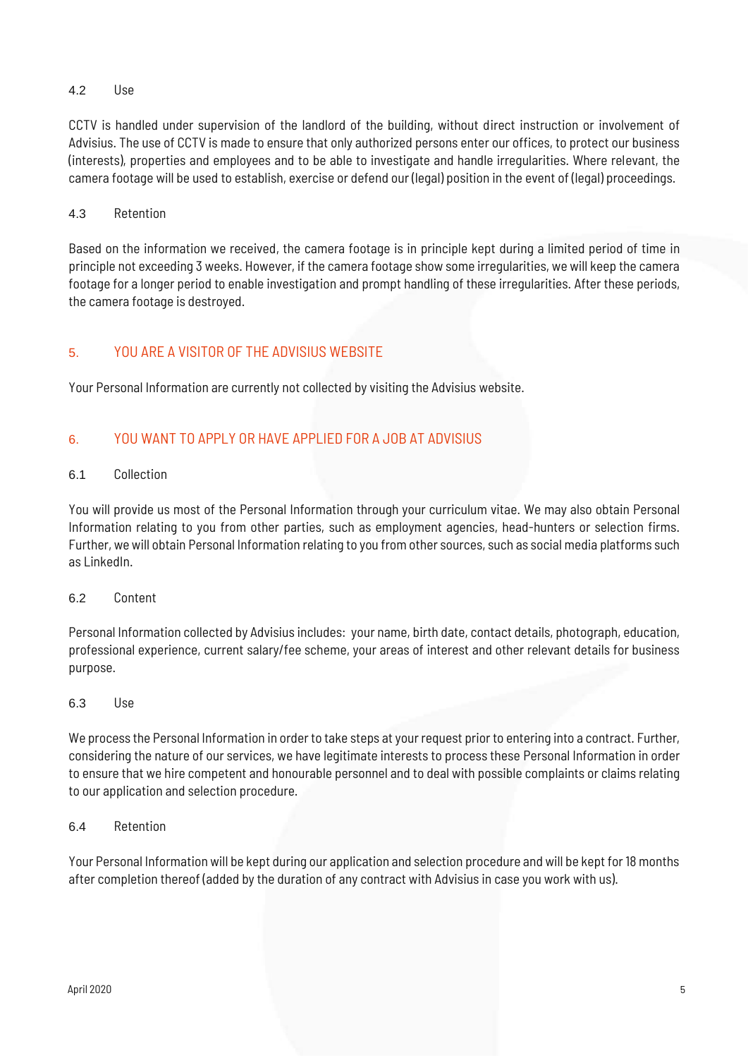### 4.2 Use

CCTV is handled under supervision of the landlord of the building, without direct instruction or involvement of Advisius. The use of CCTV is made to ensure that only authorized persons enter our offices, to protect our business (interests), properties and employees and to be able to investigate and handle irregularities. Where relevant, the camera footage will be used to establish, exercise or defend our (legal) position in the event of (legal) proceedings.

### 4.3 Retention

Based on the information we received, the camera footage is in principle kept during a limited period of time in principle not exceeding 3 weeks. However, if the camera footage show some irregularities, we will keep the camera footage for a longer period to enable investigation and prompt handling of these irregularities. After these periods, the camera footage is destroyed.

## 5. YOU ARE A VISITOR OF THE ADVISIUS WEBSITE

Your Personal Information are currently not collected by visiting the Advisius website.

## 6. YOU WANT TO APPLY OR HAVE APPLIED FOR A JOB AT ADVISIUS

### 6.1 Collection

You will provide us most of the Personal Information through your curriculum vitae. We may also obtain Personal Information relating to you from other parties, such as employment agencies, head-hunters or selection firms. Further, we will obtain Personal Information relating to you from other sources, such as social media platforms such as LinkedIn.

### 6.2 Content

Personal Information collected by Advisius includes: your name, birth date, contact details, photograph, education, professional experience, current salary/fee scheme, your areas of interest and other relevant details for business purpose.

### 6.3 Use

We process the Personal Information in order to take steps at your request prior to entering into a contract. Further, considering the nature of our services, we have legitimate interests to process these Personal Information in order to ensure that we hire competent and honourable personnel and to deal with possible complaints or claims relating to our application and selection procedure.

### 6.4 Retention

Your Personal Information will be kept during our application and selection procedure and will be kept for 18 months after completion thereof (added by the duration of any contract with Advisius in case you work with us).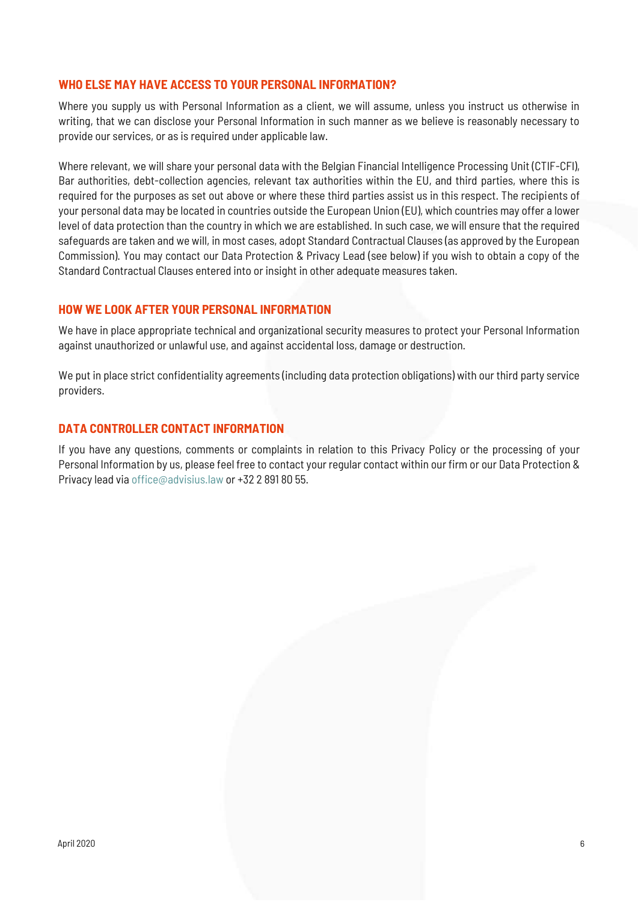## WHO ELSE MAY HAVE ACCESS TO YOUR PERSONAL INFORMATION?

Where you supply us with Personal Information as a client, we will assume, unless you instruct us otherwise in writing, that we can disclose your Personal Information in such manner as we believe is reasonably necessary to provide our services, or as is required under applicable law.

Where relevant, we will share your personal data with the Belgian Financial Intelligence Processing Unit (CTIF-CFI), Bar authorities, debt-collection agencies, relevant tax authorities within the EU, and third parties, where this is required for the purposes as set out above or where these third parties assist us in this respect. The recipients of your personal data may be located in countries outside the European Union (EU), which countries may offer a lower level of data protection than the country in which we are established. In such case, we will ensure that the required safeguards are taken and we will, in most cases, adopt Standard Contractual Clauses (as approved by the European Commission). You may contact our Data Protection & Privacy Lead (see below) if you wish to obtain a copy of the Standard Contractual Clauses entered into or insight in other adequate measures taken.

## HOW WE LOOK AFTER YOUR PERSONAL INFORMATION

We have in place appropriate technical and organizational security measures to protect your Personal Information against unauthorized or unlawful use, and against accidental loss, damage or destruction.

We put in place strict confidentiality agreements (including data protection obligations) with our third party service providers.

## DATA CONTROLLER CONTACT INFORMATION

If you have any questions, comments or complaints in relation to this Privacy Policy or the processing of your Personal Information by us, please feel free to contact your regular contact within our firm or our Data Protection & Privacy lead via office@advisius.law or +32 2 891 80 55.